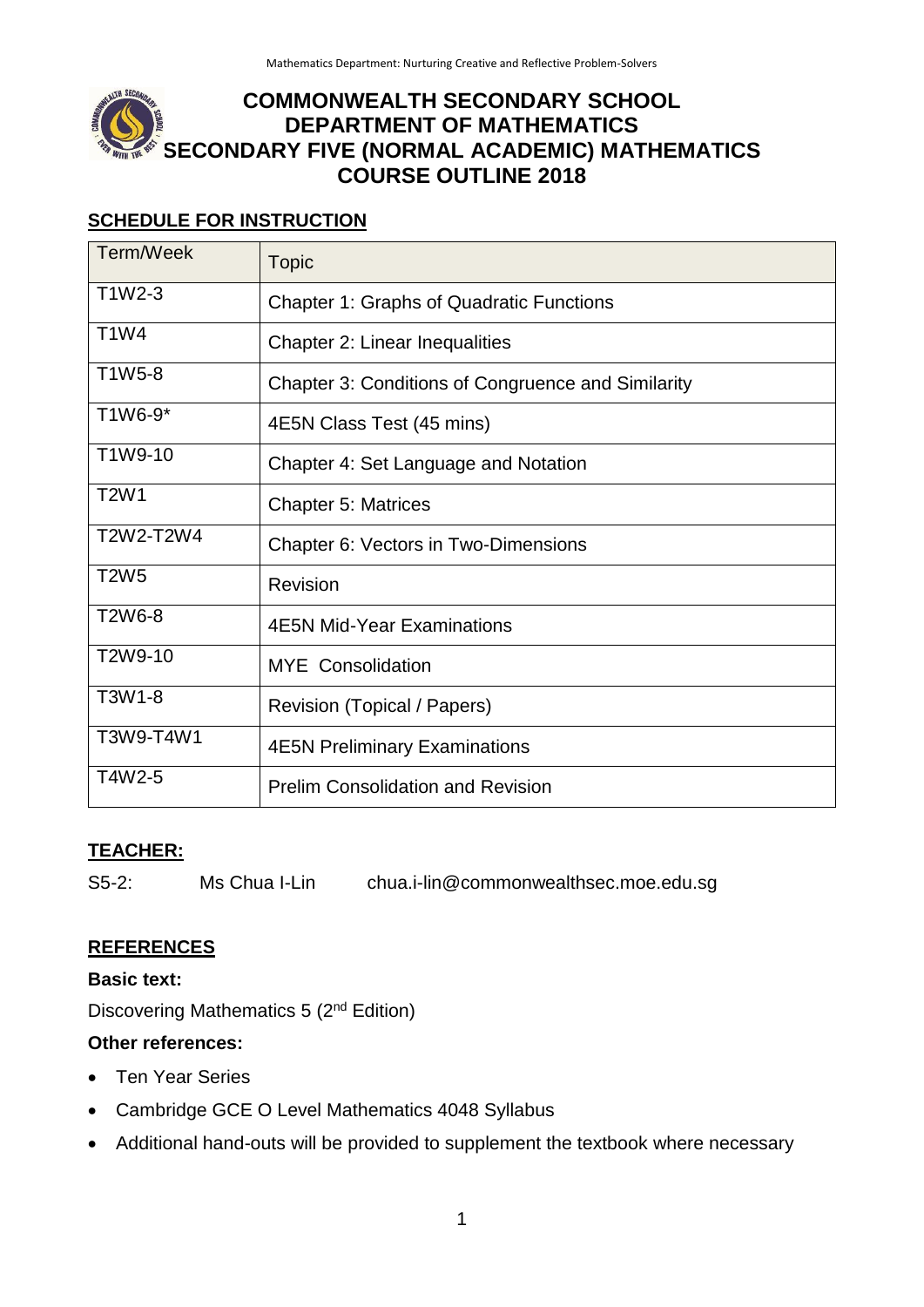# COMMONWEALTH SECONDARY SCHOOL
# DEPARTMENT OF MATHEMATICS
# SECONDARY FIVE (NORMAL ACADEMIC) MATHEMATICS
# COURSE OUTLINE 2018

## SCHEDULE FOR INSTRUCTION

| Term/Week | Topic |
|---|---|
| T1W2-3 | Chapter 1: Graphs of Quadratic Functions |
| T1W4 | Chapter 2: Linear Inequalities |
| T1W5-8 | Chapter 3: Conditions of Congruence and Similarity |
| T1W6-9* | 4E5N Class Test (45 mins) |
| T1W9-10 | Chapter 4: Set Language and Notation |
| T2W1 | Chapter 5: Matrices |
| T2W2-T2W4 | Chapter 6: Vectors in Two-Dimensions |
| T2W5 | Revision |
| T2W6-8 | 4E5N Mid-Year Examinations |
| T2W9-10 | MYE Consolidation |
| T3W1-8 | Revision (Topical / Papers) |
| T3W9-T4W1 | 4E5N Preliminary Examinations |
| T4W2-5 | Prelim Consolidation and Revision |

## TEACHER:

S5-2: Ms Chua I-Lin chua.i-lin@commonwealthsec.moe.edu.sg

## REFERENCES

**Basic text:**

Discovering Mathematics 5 (2nd Edition)

**Other references:**

- Ten Year Series
- Cambridge GCE O Level Mathematics 4048 Syllabus
- Additional hand-outs will be provided to supplement the textbook where necessary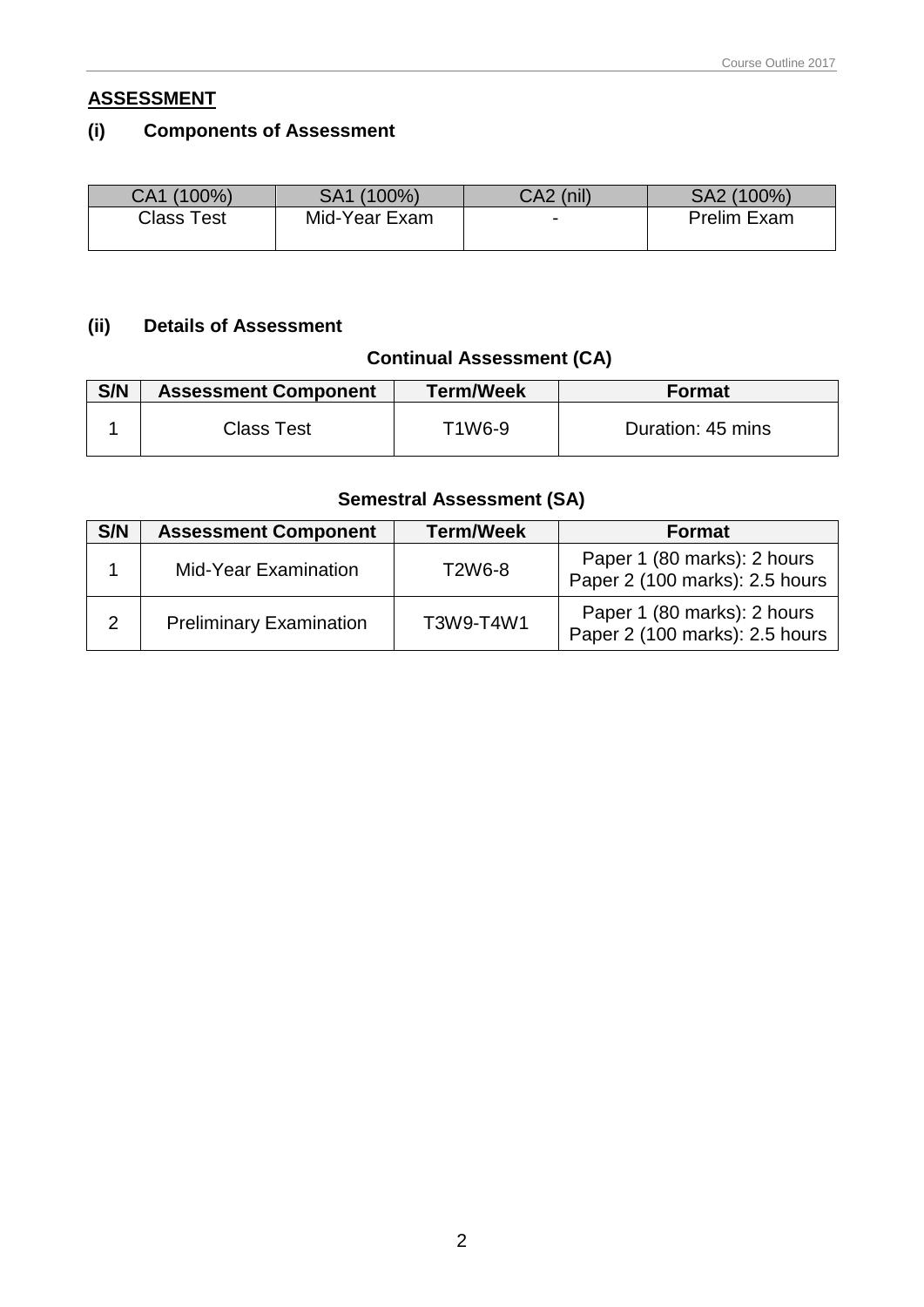## ASSESSMENT

### (i) Components of Assessment

| CA1 (100%) | SA1 (100%) | CA2 (nil) | SA2 (100%) |
|---|---|---|---|
| Class Test | Mid-Year Exam | - | Prelim Exam |

### (ii) Details of Assessment

**Continual Assessment (CA)**

| S/N | Assessment Component | Term/Week | Format |
|---|---|---|---|
| 1 | Class Test | T1W6-9 | Duration: 45 mins |

**Semestral Assessment (SA)**

| S/N | Assessment Component | Term/Week | Format |
|---|---|---|---|
| 1 | Mid-Year Examination | T2W6-8 | Paper 1 (80 marks): 2 hours<br>Paper 2 (100 marks): 2.5 hours |
| 2 | Preliminary Examination | T3W9-T4W1 | Paper 1 (80 marks): 2 hours<br>Paper 2 (100 marks): 2.5 hours |